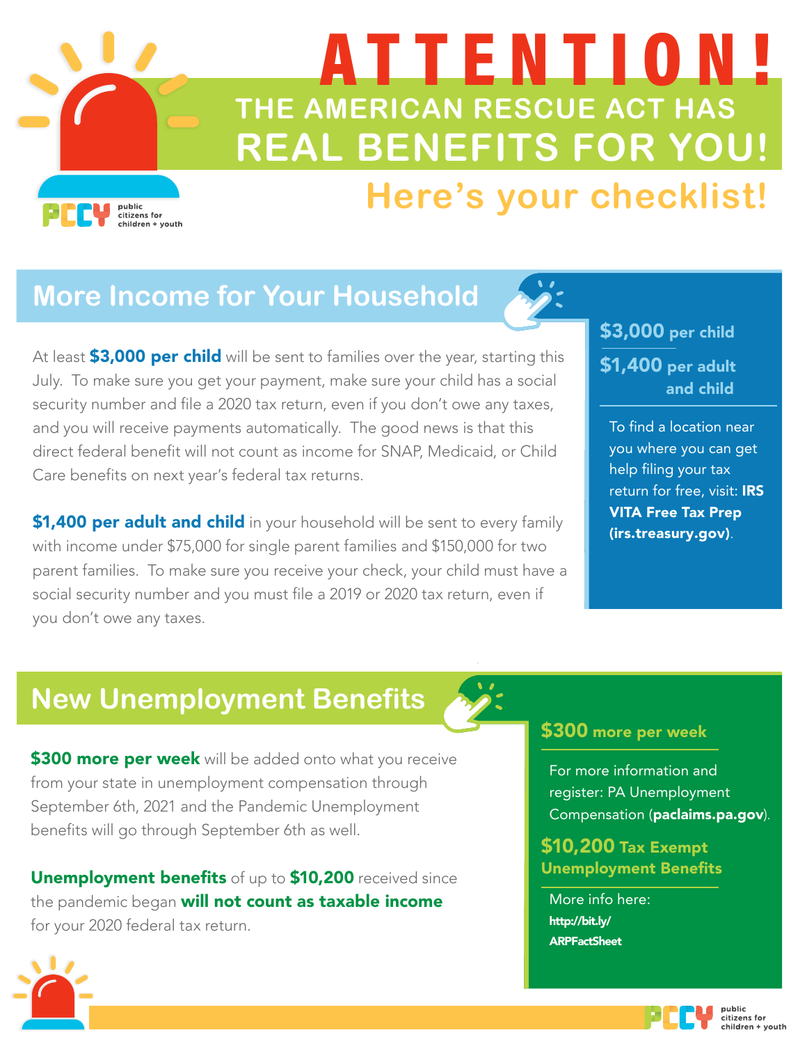# ATTENTION!

## THE AMERICAN RESCUE ACT HAS REAL BENEFITS FOR YOU!

### Here's your checklist!

public citizens for children + youth

## More Income for Your Household

At least **$3,000 per child** will be sent to families over the year, starting this July. To make sure you get your payment, make sure your child has a social security number and file a 2020 tax return, even if you don't owe any taxes, and you will receive payments automatically. The good news is that this direct federal benefit will not count as income for SNAP, Medicaid, or Child Care benefits on next year's federal tax returns.

**$1,400 per adult and child** in your household will be sent to every family with income under $75,000 for single parent families and $150,000 for two parent families. To make sure you receive your check, your child must have a social security number and you must file a 2019 or 2020 tax return, even if you don't owe any taxes.

**$3,000 per child**

**$1,400 per adult and child**

To find a location near you where you can get help filing your tax return for free, visit: **IRS VITA Free Tax Prep (irs.treasury.gov)**.

## New Unemployment Benefits

**$300 more per week** will be added onto what you receive from your state in unemployment compensation through September 6th, 2021 and the Pandemic Unemployment benefits will go through September 6th as well.

**Unemployment benefits** of up to **$10,200** received since the pandemic began **will not count as taxable income** for your 2020 federal tax return.

**$300 more per week**

For more information and register: PA Unemployment Compensation (**paclaims.pa.gov**).

**$10,200 Tax Exempt Unemployment Benefits**

More info here: **http://bit.ly/ARPFactSheet**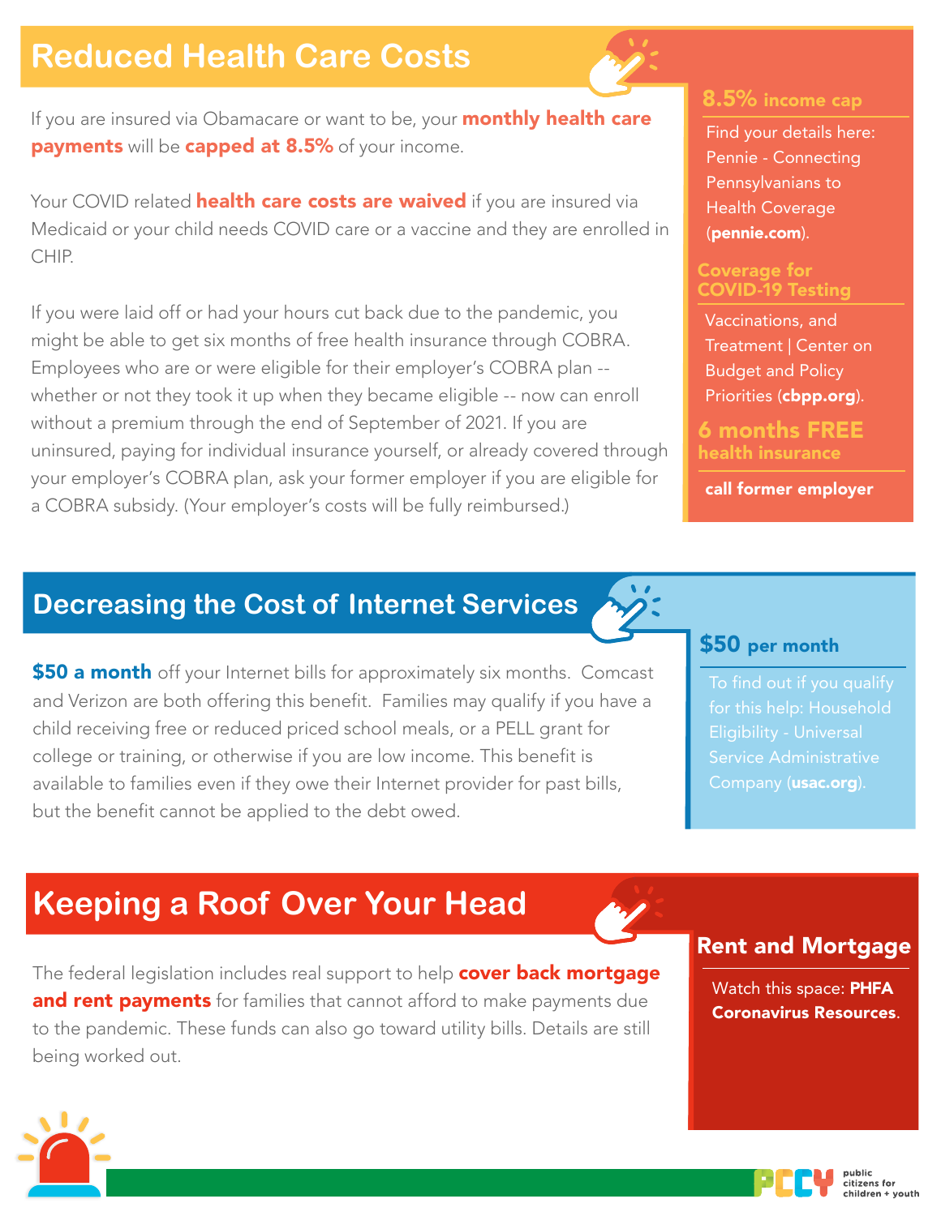## Reduced Health Care Costs

If you are insured via Obamacare or want to be, your **monthly health care payments** will be **capped at 8.5%** of your income.

Your COVID related **health care costs are waived** if you are insured via Medicaid or your child needs COVID care or a vaccine and they are enrolled in CHIP.

If you were laid off or had your hours cut back due to the pandemic, you might be able to get six months of free health insurance through COBRA. Employees who are or were eligible for their employer's COBRA plan -- whether or not they took it up when they became eligible -- now can enroll without a premium through the end of September of 2021. If you are uninsured, paying for individual insurance yourself, or already covered through your employer's COBRA plan, ask your former employer if you are eligible for a COBRA subsidy. (Your employer's costs will be fully reimbursed.)

### 8.5% income cap

Find your details here: Pennie - Connecting Pennsylvanians to Health Coverage (**pennie.com**).

### Coverage for COVID-19 Testing

Vaccinations, and Treatment | Center on Budget and Policy Priorities (**cbpp.org**).

### 6 months FREE health insurance

**call former employer**

## Decreasing the Cost of Internet Services

**$50 a month** off your Internet bills for approximately six months. Comcast and Verizon are both offering this benefit. Families may qualify if you have a child receiving free or reduced priced school meals, or a PELL grant for college or training, or otherwise if you are low income. This benefit is available to families even if they owe their Internet provider for past bills, but the benefit cannot be applied to the debt owed.

### $50 per month

To find out if you qualify for this help: Household Eligibility - Universal Service Administrative Company (**usac.org**).

## Keeping a Roof Over Your Head

The federal legislation includes real support to help **cover back mortgage and rent payments** for families that cannot afford to make payments due to the pandemic. These funds can also go toward utility bills. Details are still being worked out.

### Rent and Mortgage

Watch this space: **PHFA Coronavirus Resources**.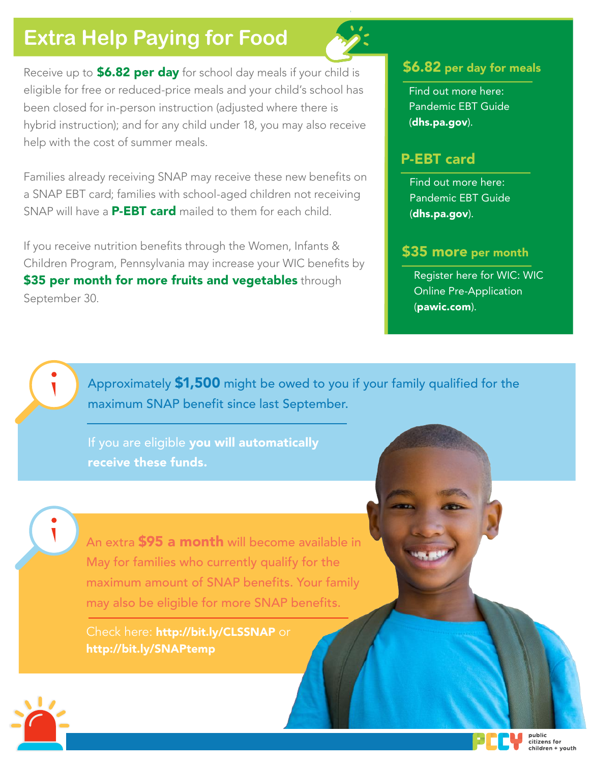# Extra Help Paying for Food

Receive up to **$6.82 per day** for school day meals if your child is eligible for free or reduced-price meals and your child's school has been closed for in-person instruction (adjusted where there is hybrid instruction); and for any child under 18, you may also receive help with the cost of summer meals.

Families already receiving SNAP may receive these new benefits on a SNAP EBT card; families with school-aged children not receiving SNAP will have a **P-EBT card** mailed to them for each child.

If you receive nutrition benefits through the Women, Infants & Children Program, Pennsylvania may increase your WIC benefits by **$35 per month for more fruits and vegetables** through September 30.

## $6.82 per day for meals

Find out more here: Pandemic EBT Guide (**dhs.pa.gov**).

## P-EBT card

Find out more here: Pandemic EBT Guide (**dhs.pa.gov**).

## $35 more per month

Register here for WIC: WIC Online Pre-Application (**pawic.com**).

Approximately **$1,500** might be owed to you if your family qualified for the maximum SNAP benefit since last September.

If you are eligible **you will automatically receive these funds.**

An extra **$95 a month** will become available in May for families who currently qualify for the maximum amount of SNAP benefits. Your family may also be eligible for more SNAP benefits.

Check here: **http://bit.ly/CLSSNAP** or **http://bit.ly/SNAPtemp**

PCCY public citizens for children + youth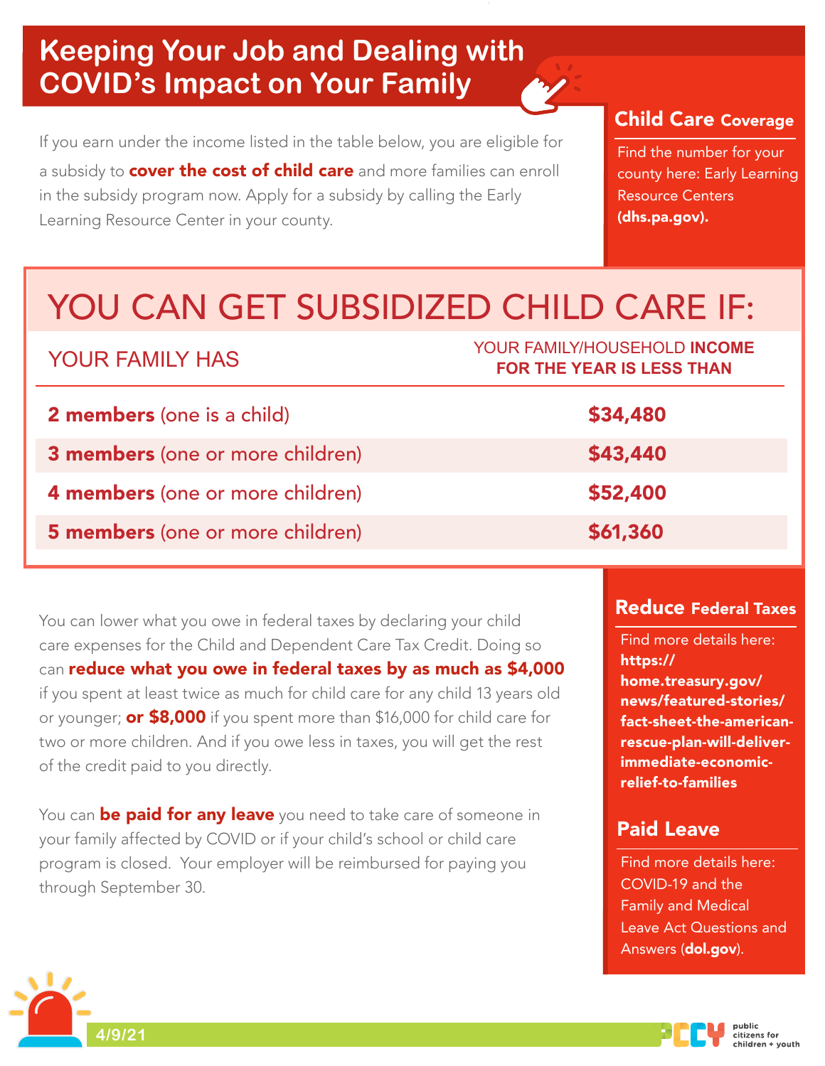# Keeping Your Job and Dealing with COVID's Impact on Your Family

If you earn under the income listed in the table below, you are eligible for a subsidy to **cover the cost of child care** and more families can enroll in the subsidy program now. Apply for a subsidy by calling the Early Learning Resource Center in your county.

### Child Care Coverage

Find the number for your county here: Early Learning Resource Centers **(dhs.pa.gov).**

## YOU CAN GET SUBSIDIZED CHILD CARE IF:

| YOUR FAMILY HAS | YOUR FAMILY/HOUSEHOLD **INCOME** **FOR THE YEAR IS LESS THAN** |
|---|---|
| **2 members** (one is a child) | **$34,480** |
| **3 members** (one or more children) | **$43,440** |
| **4 members** (one or more children) | **$52,400** |
| **5 members** (one or more children) | **$61,360** |

You can lower what you owe in federal taxes by declaring your child care expenses for the Child and Dependent Care Tax Credit. Doing so can **reduce what you owe in federal taxes by as much as $4,000** if you spent at least twice as much for child care for any child 13 years old or younger; **or $8,000** if you spent more than $16,000 for child care for two or more children. And if you owe less in taxes, you will get the rest of the credit paid to you directly.

You can **be paid for any leave** you need to take care of someone in your family affected by COVID or if your child's school or child care program is closed. Your employer will be reimbursed for paying you through September 30.

### Reduce Federal Taxes

Find more details here: **https://home.treasury.gov/news/featured-stories/fact-sheet-the-american-rescue-plan-will-deliver-immediate-economic-relief-to-families**

### Paid Leave

Find more details here: COVID-19 and the Family and Medical Leave Act Questions and Answers (**dol.gov**).

4/9/21

public citizens for children + youth